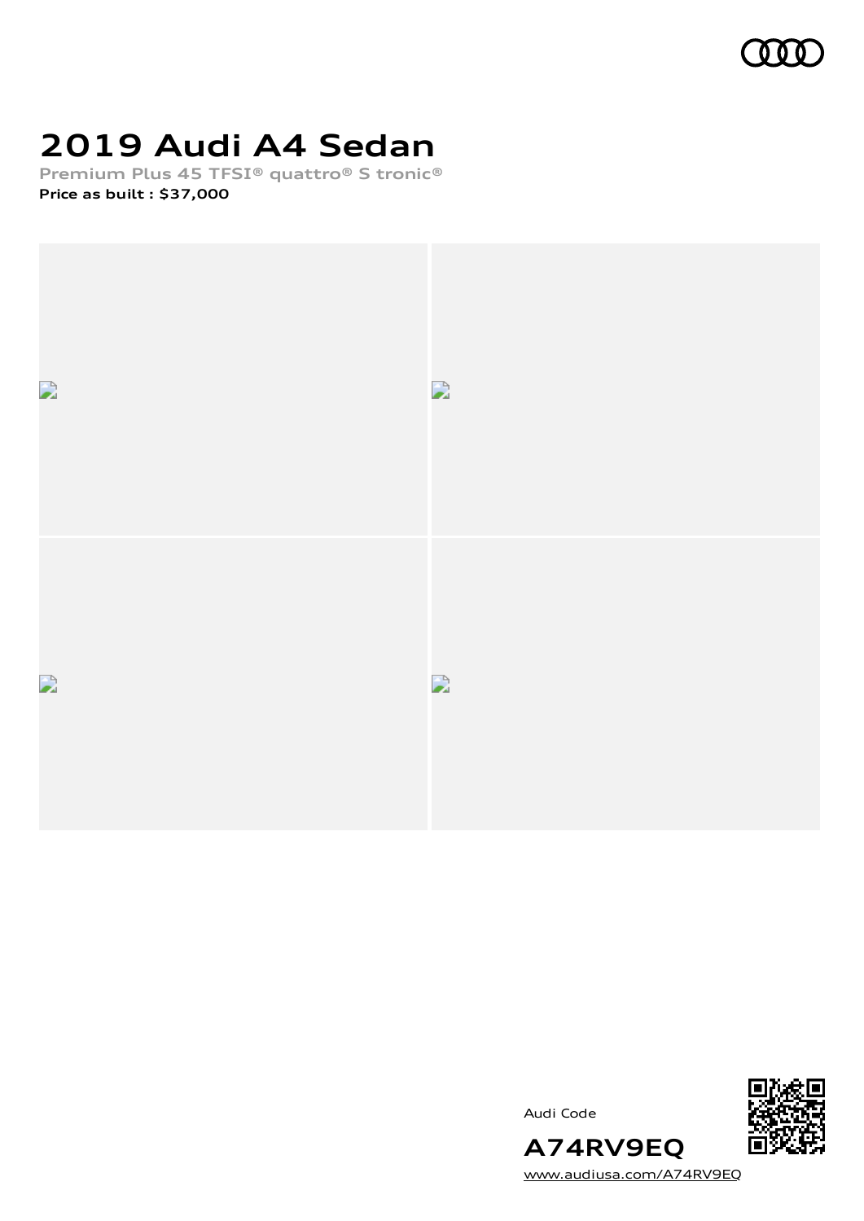# 2019 Audi A4 Sedan

Premium Plus 45 TFSI® quattro® S tronic®

**Price as built : $37,000**

Audi Code

**A74RV9EQ**

www.audiusa.com/A74RV9EQ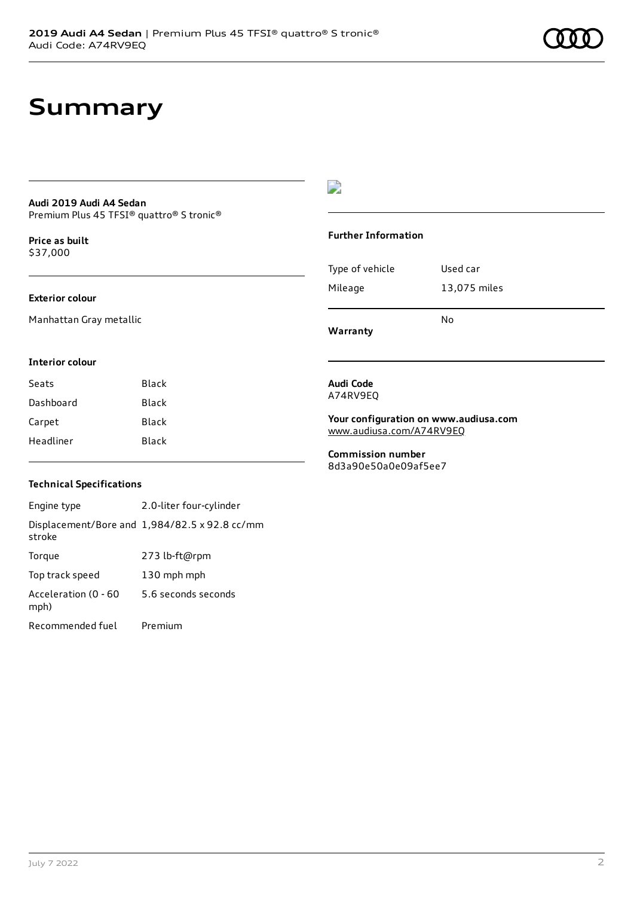# Summary

**Audi 2019 Audi A4 Sedan**
Premium Plus 45 TFSI® quattro® S tronic®

**Price as built**
$37,000

**Exterior colour**

Manhattan Gray metallic

**Interior colour**

| Seats | Black |
|---|---|
| Dashboard | Black |
| Carpet | Black |
| Headliner | Black |

**Technical Specifications**

| Engine type | 2.0-liter four-cylinder |
|---|---|
| Displacement/Bore and stroke | 1,984/82.5 x 92.8 cc/mm |
| Torque | 273 lb-ft@rpm |
| Top track speed | 130 mph mph |
| Acceleration (0 - 60 mph) | 5.6 seconds seconds |
| Recommended fuel | Premium |

**Further Information**

| Type of vehicle | Used car |
|---|---|
| Mileage | 13,075 miles |

| **Warranty** | No |
|---|---|

**Audi Code**
A74RV9EQ

**Your configuration on www.audiusa.com**
www.audiusa.com/A74RV9EQ

**Commission number**
8d3a90e50a0e09af5ee7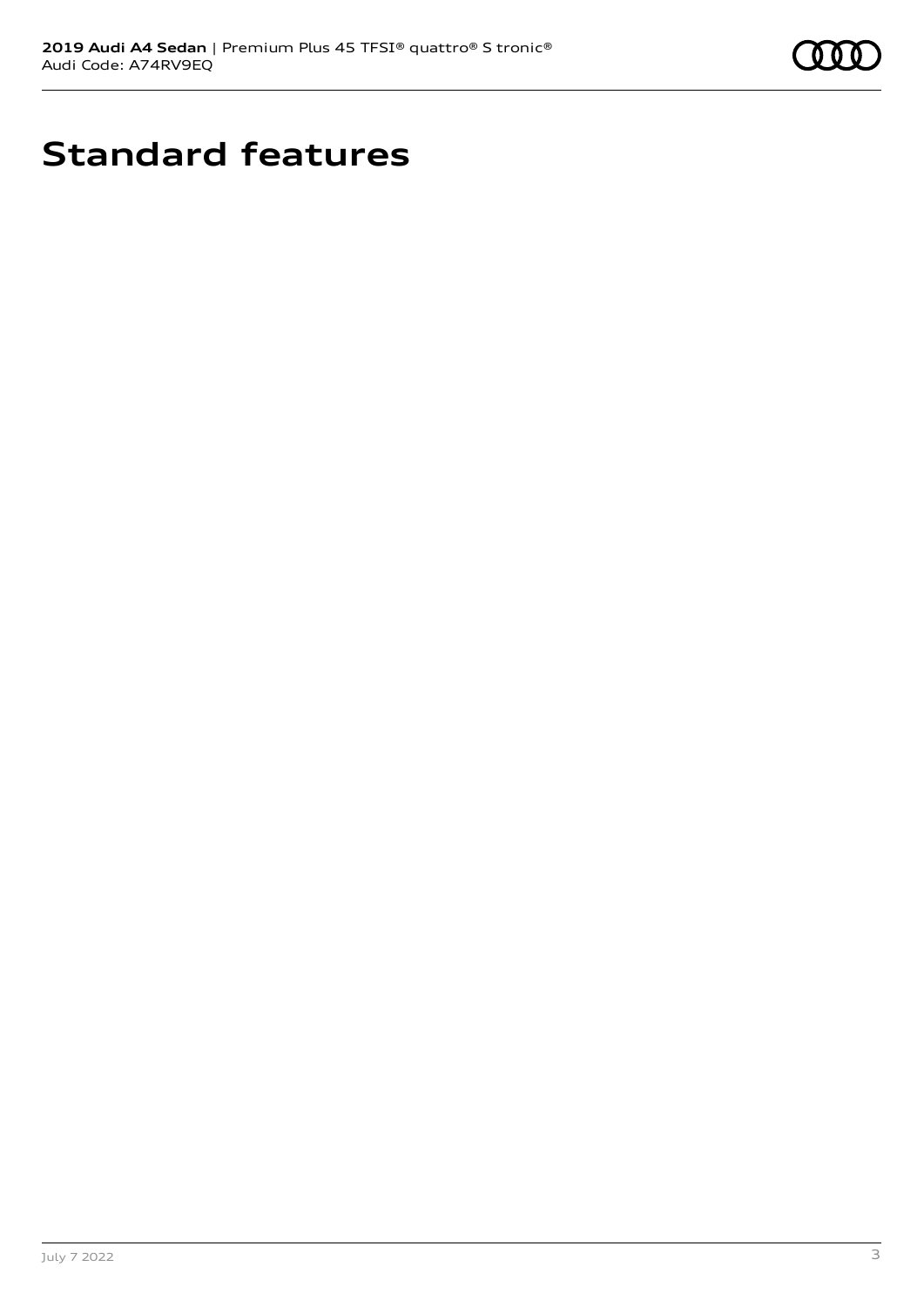# Standard features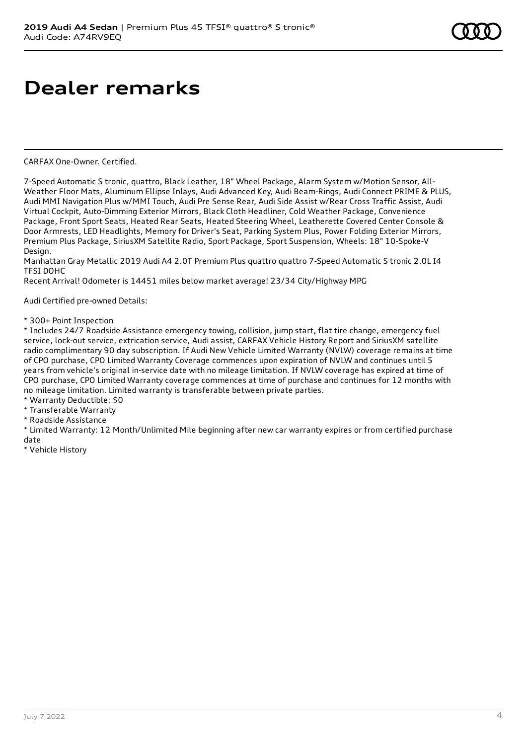# Dealer remarks

CARFAX One-Owner. Certified.

7-Speed Automatic S tronic, quattro, Black Leather, 18" Wheel Package, Alarm System w/Motion Sensor, All-Weather Floor Mats, Aluminum Ellipse Inlays, Audi Advanced Key, Audi Beam-Rings, Audi Connect PRIME & PLUS, Audi MMI Navigation Plus w/MMI Touch, Audi Pre Sense Rear, Audi Side Assist w/Rear Cross Traffic Assist, Audi Virtual Cockpit, Auto-Dimming Exterior Mirrors, Black Cloth Headliner, Cold Weather Package, Convenience Package, Front Sport Seats, Heated Rear Seats, Heated Steering Wheel, Leatherette Covered Center Console & Door Armrests, LED Headlights, Memory for Driver's Seat, Parking System Plus, Power Folding Exterior Mirrors, Premium Plus Package, SiriusXM Satellite Radio, Sport Package, Sport Suspension, Wheels: 18" 10-Spoke-V Design.
Manhattan Gray Metallic 2019 Audi A4 2.0T Premium Plus quattro quattro 7-Speed Automatic S tronic 2.0L I4 TFSI DOHC
Recent Arrival! Odometer is 14451 miles below market average! 23/34 City/Highway MPG

Audi Certified pre-owned Details:

* 300+ Point Inspection
* Includes 24/7 Roadside Assistance emergency towing, collision, jump start, flat tire change, emergency fuel service, lock-out service, extrication service, Audi assist, CARFAX Vehicle History Report and SiriusXM satellite radio complimentary 90 day subscription. If Audi New Vehicle Limited Warranty (NVLW) coverage remains at time of CPO purchase, CPO Limited Warranty Coverage commences upon expiration of NVLW and continues until 5 years from vehicle's original in-service date with no mileage limitation. If NVLW coverage has expired at time of CPO purchase, CPO Limited Warranty coverage commences at time of purchase and continues for 12 months with no mileage limitation. Limited warranty is transferable between private parties.
* Warranty Deductible: $0
* Transferable Warranty
* Roadside Assistance
* Limited Warranty: 12 Month/Unlimited Mile beginning after new car warranty expires or from certified purchase date
* Vehicle History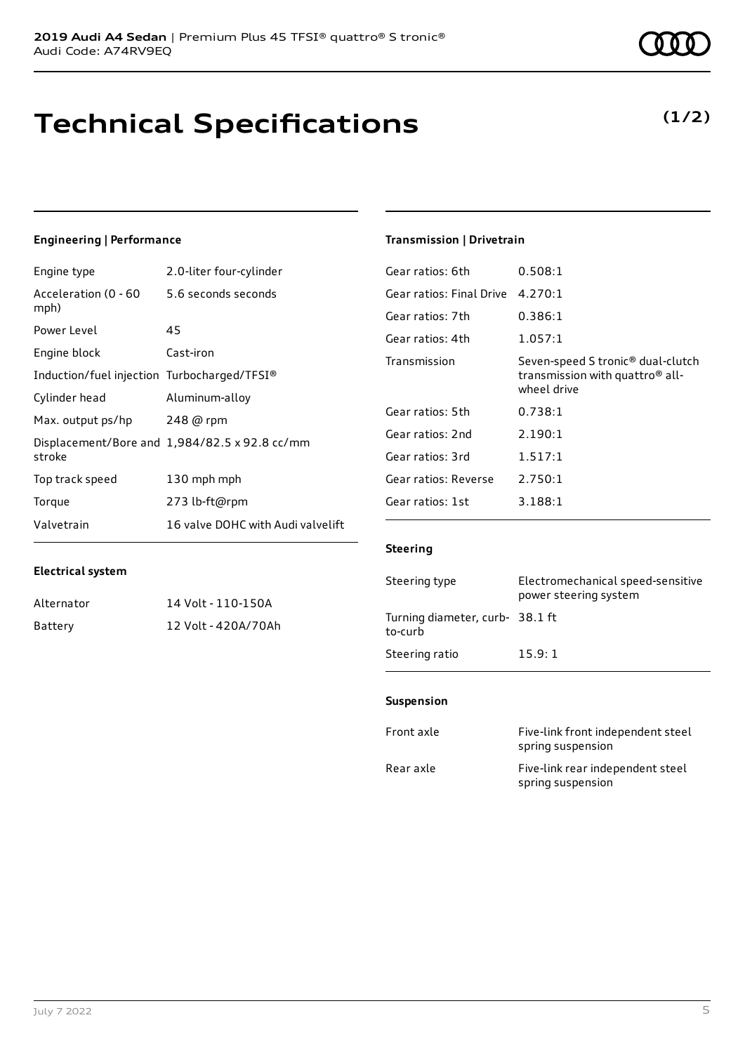**2019 Audi A4 Sedan** | Premium Plus 45 TFSI® quattro® S tronic®
Audi Code: A74RV9EQ

# Technical Specifications

**(1/2)**

### Engineering | Performance

| | |
|---|---|
| Engine type | 2.0-liter four-cylinder |
| Acceleration (0 - 60 mph) | 5.6 seconds seconds |
| Power Level | 45 |
| Engine block | Cast-iron |
| Induction/fuel injection | Turbocharged/TFSI® |
| Cylinder head | Aluminum-alloy |
| Max. output ps/hp | 248 @ rpm |
| Displacement/Bore and stroke | 1,984/82.5 x 92.8 cc/mm |
| Top track speed | 130 mph mph |
| Torque | 273 lb-ft@rpm |
| Valvetrain | 16 valve DOHC with Audi valvelift |

### Electrical system

| | |
|---|---|
| Alternator | 14 Volt - 110-150A |
| Battery | 12 Volt - 420A/70Ah |

### Transmission | Drivetrain

| | |
|---|---|
| Gear ratios: 6th | 0.508:1 |
| Gear ratios: Final Drive | 4.270:1 |
| Gear ratios: 7th | 0.386:1 |
| Gear ratios: 4th | 1.057:1 |
| Transmission | Seven-speed S tronic® dual-clutch transmission with quattro® all-wheel drive |
| Gear ratios: 5th | 0.738:1 |
| Gear ratios: 2nd | 2.190:1 |
| Gear ratios: 3rd | 1.517:1 |
| Gear ratios: Reverse | 2.750:1 |
| Gear ratios: 1st | 3.188:1 |

### Steering

| | |
|---|---|
| Steering type | Electromechanical speed-sensitive power steering system |
| Turning diameter, curb-to-curb | 38.1 ft |
| Steering ratio | 15.9: 1 |

### Suspension

| | |
|---|---|
| Front axle | Five-link front independent steel spring suspension |
| Rear axle | Five-link rear independent steel spring suspension |

July 7 2022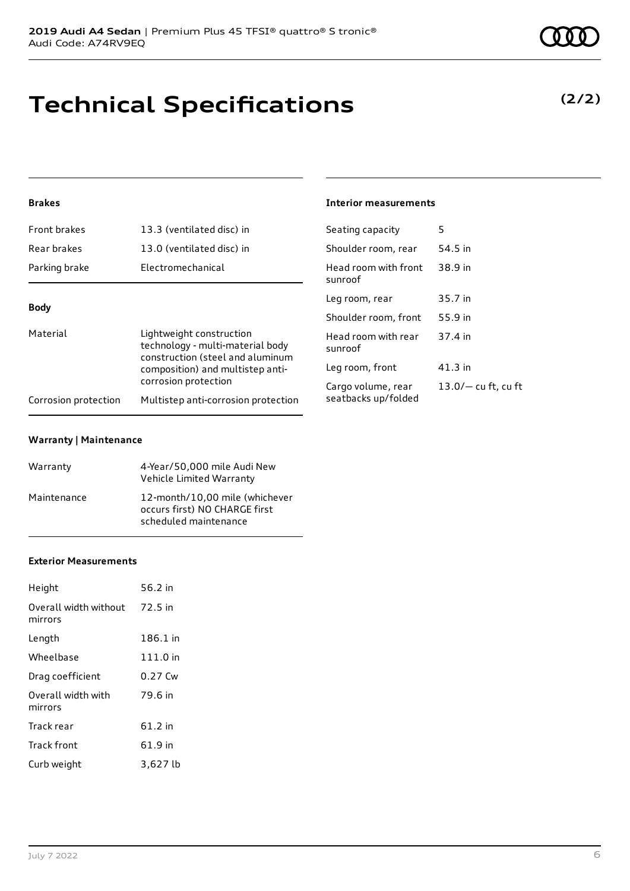# Technical Specifications

**(2/2)**

### Brakes

| | |
|---|---|
| Front brakes | 13.3 (ventilated disc) in |
| Rear brakes | 13.0 (ventilated disc) in |
| Parking brake | Electromechanical |

### Body

| | |
|---|---|
| Material | Lightweight construction technology - multi-material body construction (steel and aluminum composition) and multistep anti-corrosion protection |
| Corrosion protection | Multistep anti-corrosion protection |

### Warranty | Maintenance

| | |
|---|---|
| Warranty | 4-Year/50,000 mile Audi New Vehicle Limited Warranty |
| Maintenance | 12-month/10,00 mile (whichever occurs first) NO CHARGE first scheduled maintenance |

### Exterior Measurements

| | |
|---|---|
| Height | 56.2 in |
| Overall width without mirrors | 72.5 in |
| Length | 186.1 in |
| Wheelbase | 111.0 in |
| Drag coefficient | 0.27 Cw |
| Overall width with mirrors | 79.6 in |
| Track rear | 61.2 in |
| Track front | 61.9 in |
| Curb weight | 3,627 lb |

### Interior measurements

| | |
|---|---|
| Seating capacity | 5 |
| Shoulder room, rear | 54.5 in |
| Head room with front sunroof | 38.9 in |
| Leg room, rear | 35.7 in |
| Shoulder room, front | 55.9 in |
| Head room with rear sunroof | 37.4 in |
| Leg room, front | 41.3 in |
| Cargo volume, rear seatbacks up/folded | 13.0/— cu ft, cu ft |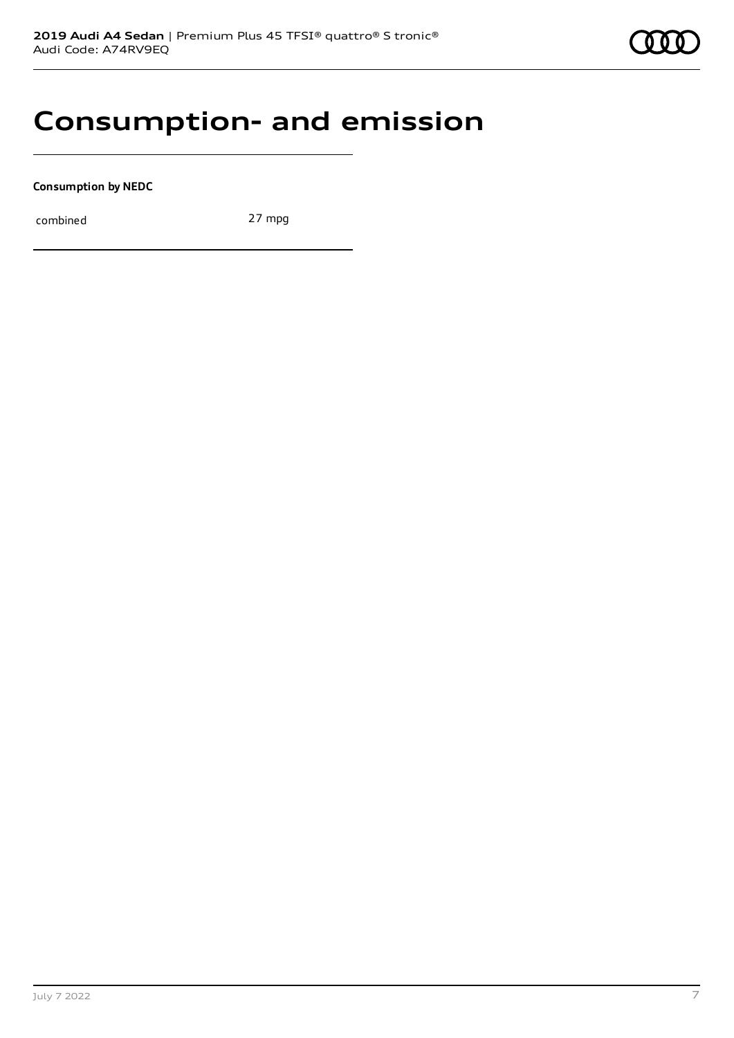# Consumption- and emission

**Consumption by NEDC**

| | |
|---|---|
| combined | 27 mpg |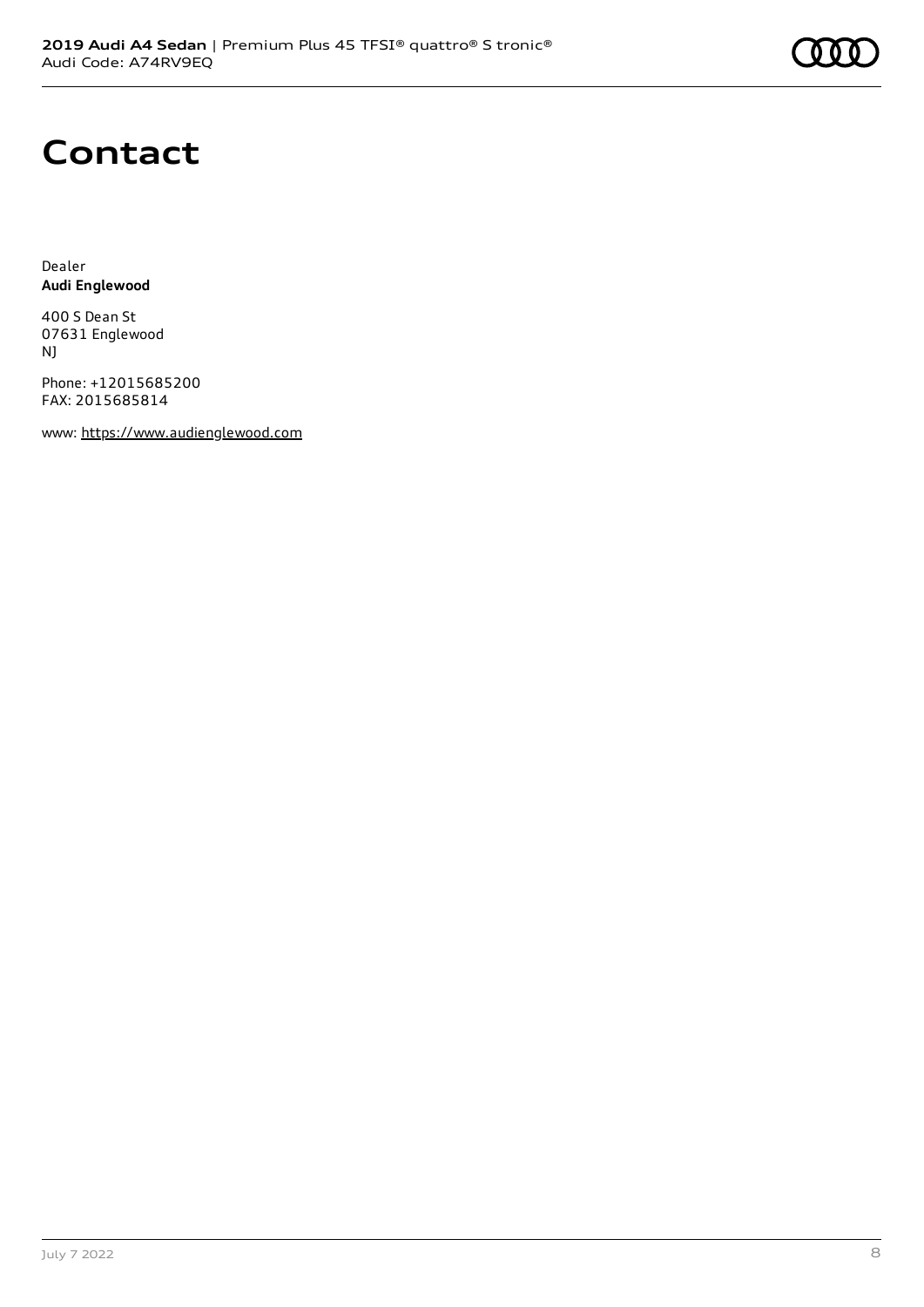# Contact

Dealer
**Audi Englewood**

400 S Dean St
07631 Englewood
NJ

Phone: +12015685200
FAX: 2015685814

www: https://www.audienglewood.com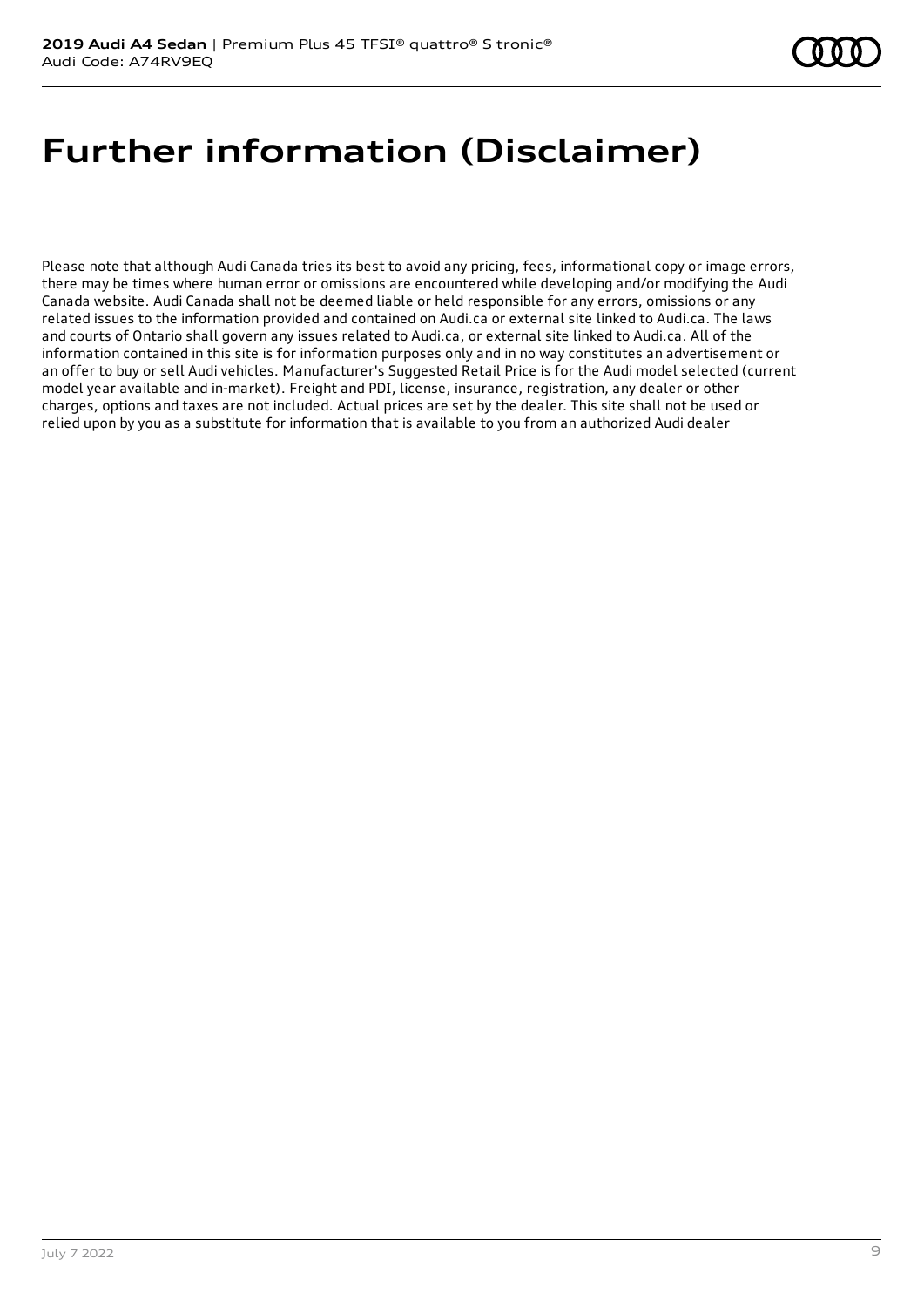# Further information (Disclaimer)

Please note that although Audi Canada tries its best to avoid any pricing, fees, informational copy or image errors, there may be times where human error or omissions are encountered while developing and/or modifying the Audi Canada website. Audi Canada shall not be deemed liable or held responsible for any errors, omissions or any related issues to the information provided and contained on Audi.ca or external site linked to Audi.ca. The laws and courts of Ontario shall govern any issues related to Audi.ca, or external site linked to Audi.ca. All of the information contained in this site is for information purposes only and in no way constitutes an advertisement or an offer to buy or sell Audi vehicles. Manufacturer's Suggested Retail Price is for the Audi model selected (current model year available and in-market). Freight and PDI, license, insurance, registration, any dealer or other charges, options and taxes are not included. Actual prices are set by the dealer. This site shall not be used or relied upon by you as a substitute for information that is available to you from an authorized Audi dealer